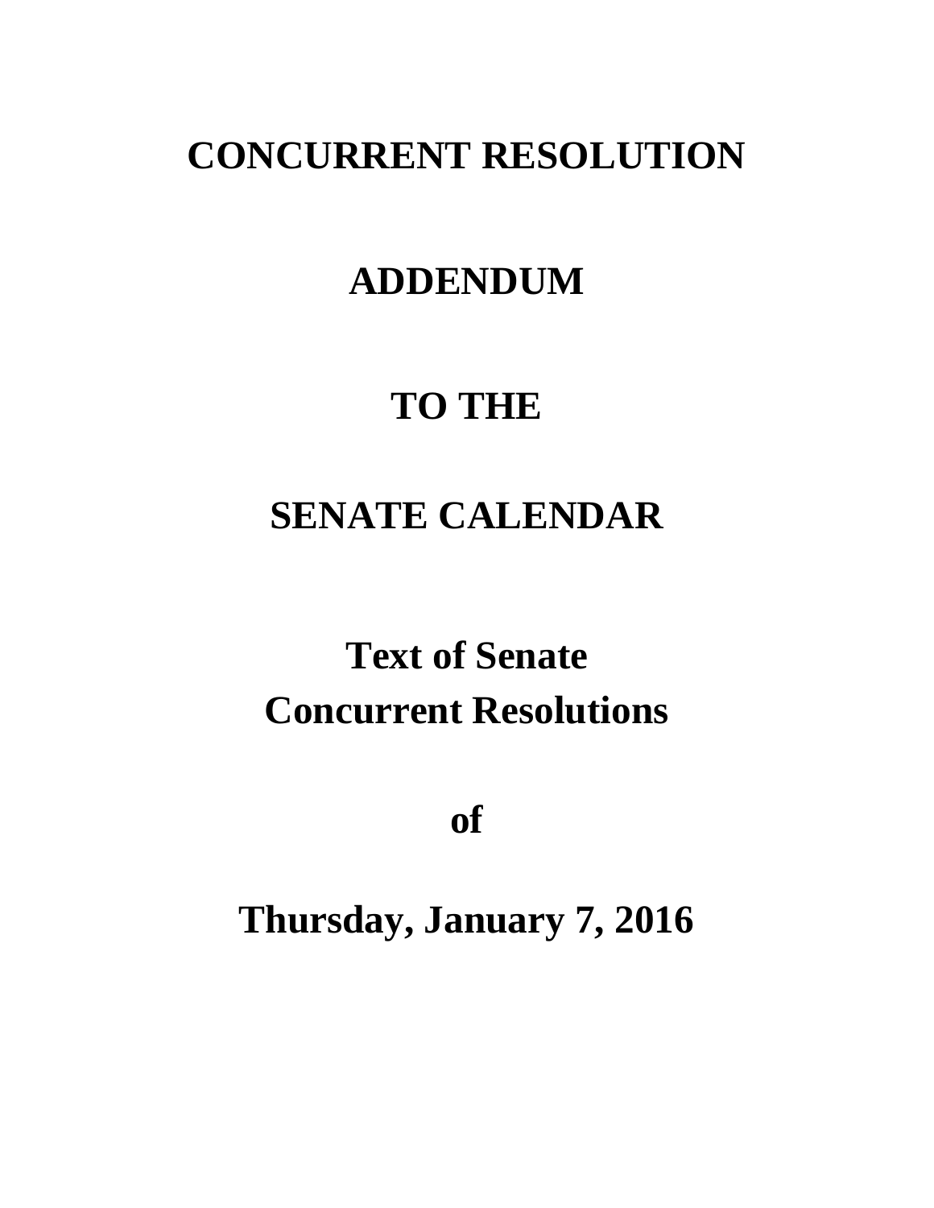# CONCURRENT RESOLUTION

# ADDENDUM

# TO THE

# SENATE CALENDAR

## Text of Senate Concurrent Resolutions

## of

## Thursday, January 7, 2016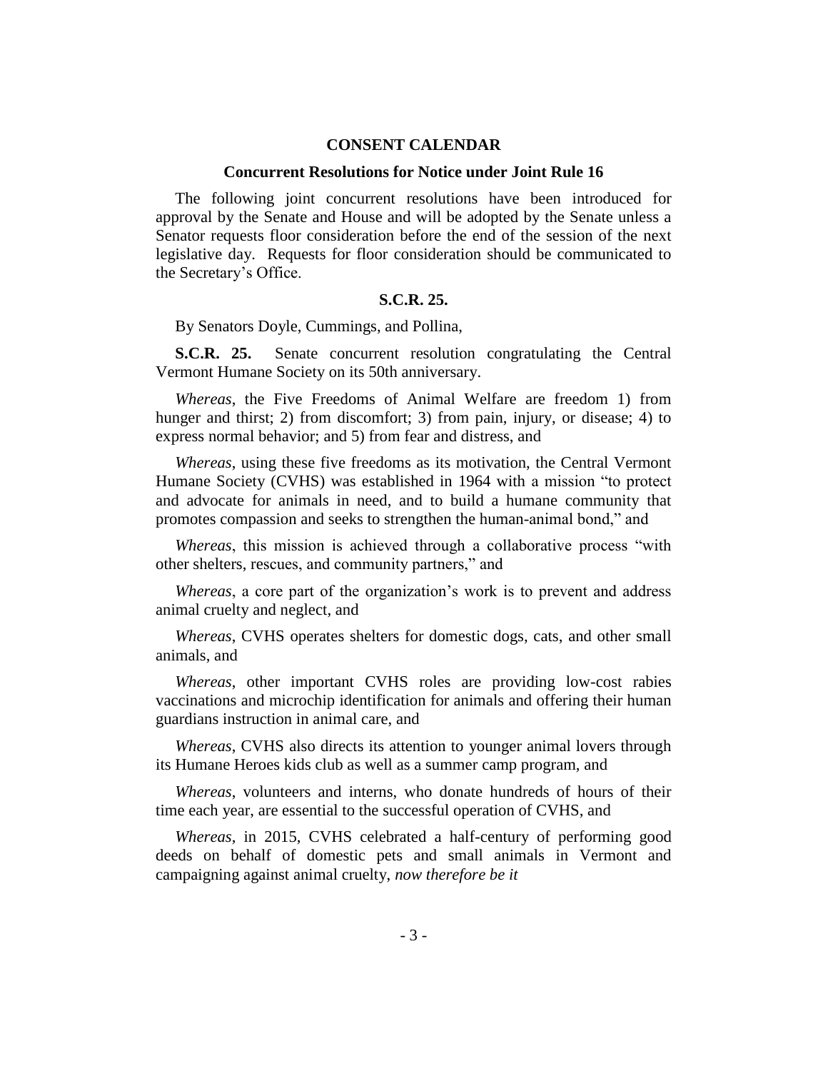## CONSENT CALENDAR

### Concurrent Resolutions for Notice under Joint Rule 16

The following joint concurrent resolutions have been introduced for approval by the Senate and House and will be adopted by the Senate unless a Senator requests floor consideration before the end of the session of the next legislative day. Requests for floor consideration should be communicated to the Secretary's Office.

### S.C.R. 25.

By Senators Doyle, Cummings, and Pollina,

**S.C.R. 25.** Senate concurrent resolution congratulating the Central Vermont Humane Society on its 50th anniversary.

*Whereas*, the Five Freedoms of Animal Welfare are freedom 1) from hunger and thirst; 2) from discomfort; 3) from pain, injury, or disease; 4) to express normal behavior; and 5) from fear and distress, and

*Whereas*, using these five freedoms as its motivation, the Central Vermont Humane Society (CVHS) was established in 1964 with a mission "to protect and advocate for animals in need, and to build a humane community that promotes compassion and seeks to strengthen the human-animal bond," and

*Whereas*, this mission is achieved through a collaborative process "with other shelters, rescues, and community partners," and

*Whereas*, a core part of the organization's work is to prevent and address animal cruelty and neglect, and

*Whereas*, CVHS operates shelters for domestic dogs, cats, and other small animals, and

*Whereas*, other important CVHS roles are providing low-cost rabies vaccinations and microchip identification for animals and offering their human guardians instruction in animal care, and

*Whereas*, CVHS also directs its attention to younger animal lovers through its Humane Heroes kids club as well as a summer camp program, and

*Whereas*, volunteers and interns, who donate hundreds of hours of their time each year, are essential to the successful operation of CVHS, and

*Whereas*, in 2015, CVHS celebrated a half-century of performing good deeds on behalf of domestic pets and small animals in Vermont and campaigning against animal cruelty, *now therefore be it*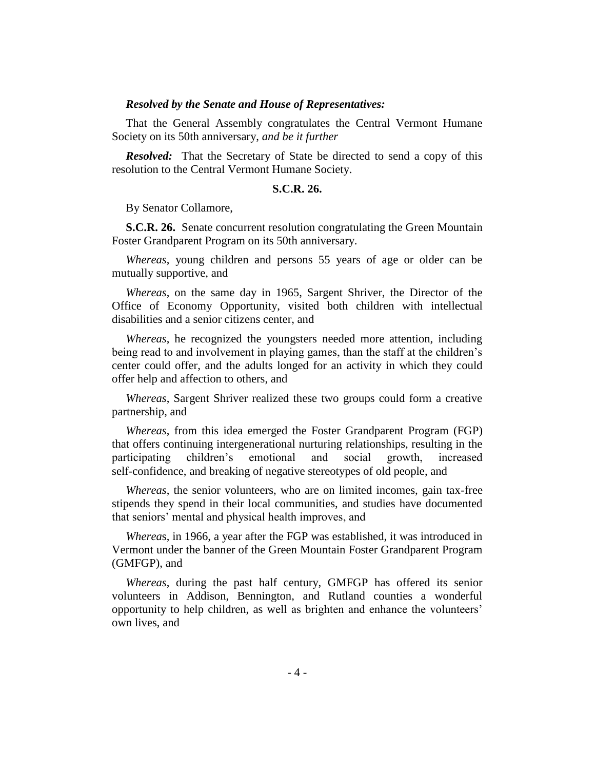***Resolved by the Senate and House of Representatives:***

That the General Assembly congratulates the Central Vermont Humane Society on its 50th anniversary, *and be it further*

***Resolved:*** That the Secretary of State be directed to send a copy of this resolution to the Central Vermont Humane Society.

**S.C.R. 26.**

By Senator Collamore,

**S.C.R. 26.** Senate concurrent resolution congratulating the Green Mountain Foster Grandparent Program on its 50th anniversary.

*Whereas*, young children and persons 55 years of age or older can be mutually supportive, and

*Whereas*, on the same day in 1965, Sargent Shriver, the Director of the Office of Economy Opportunity, visited both children with intellectual disabilities and a senior citizens center, and

*Whereas*, he recognized the youngsters needed more attention, including being read to and involvement in playing games, than the staff at the children's center could offer, and the adults longed for an activity in which they could offer help and affection to others, and

*Whereas*, Sargent Shriver realized these two groups could form a creative partnership, and

*Whereas*, from this idea emerged the Foster Grandparent Program (FGP) that offers continuing intergenerational nurturing relationships, resulting in the participating children's emotional and social growth, increased self-confidence, and breaking of negative stereotypes of old people, and

*Whereas*, the senior volunteers, who are on limited incomes, gain tax-free stipends they spend in their local communities, and studies have documented that seniors' mental and physical health improves, and

*Whereas*, in 1966, a year after the FGP was established, it was introduced in Vermont under the banner of the Green Mountain Foster Grandparent Program (GMFGP), and

*Whereas*, during the past half century, GMFGP has offered its senior volunteers in Addison, Bennington, and Rutland counties a wonderful opportunity to help children, as well as brighten and enhance the volunteers' own lives, and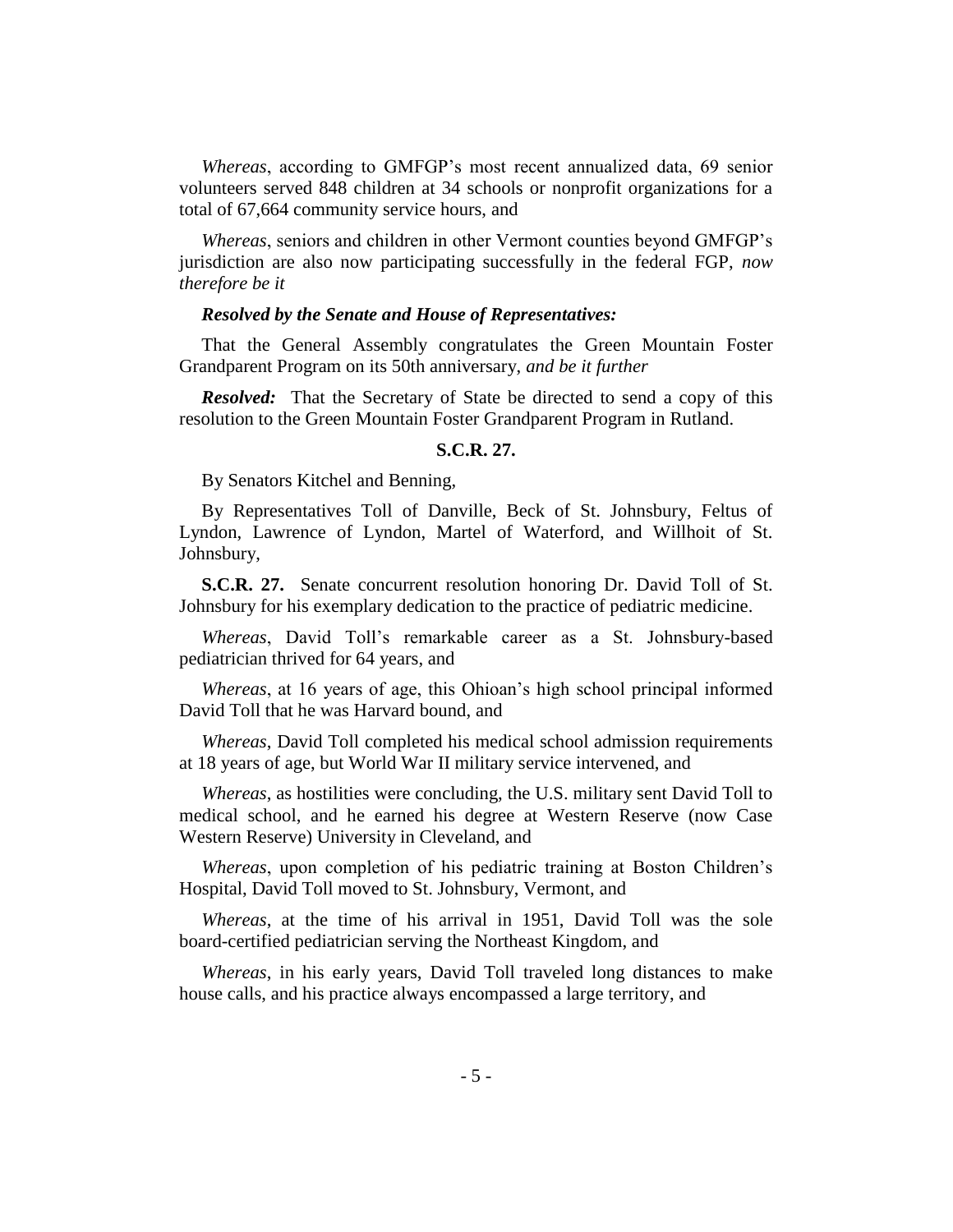*Whereas*, according to GMFGP's most recent annualized data, 69 senior volunteers served 848 children at 34 schools or nonprofit organizations for a total of 67,664 community service hours, and

*Whereas*, seniors and children in other Vermont counties beyond GMFGP's jurisdiction are also now participating successfully in the federal FGP, *now therefore be it*

***Resolved by the Senate and House of Representatives:***

That the General Assembly congratulates the Green Mountain Foster Grandparent Program on its 50th anniversary, *and be it further*

***Resolved:*** That the Secretary of State be directed to send a copy of this resolution to the Green Mountain Foster Grandparent Program in Rutland.

**S.C.R. 27.**

By Senators Kitchel and Benning,

By Representatives Toll of Danville, Beck of St. Johnsbury, Feltus of Lyndon, Lawrence of Lyndon, Martel of Waterford, and Willhoit of St. Johnsbury,

**S.C.R. 27.** Senate concurrent resolution honoring Dr. David Toll of St. Johnsbury for his exemplary dedication to the practice of pediatric medicine.

*Whereas*, David Toll's remarkable career as a St. Johnsbury-based pediatrician thrived for 64 years, and

*Whereas*, at 16 years of age, this Ohioan's high school principal informed David Toll that he was Harvard bound, and

*Whereas*, David Toll completed his medical school admission requirements at 18 years of age, but World War II military service intervened, and

*Whereas*, as hostilities were concluding, the U.S. military sent David Toll to medical school, and he earned his degree at Western Reserve (now Case Western Reserve) University in Cleveland, and

*Whereas*, upon completion of his pediatric training at Boston Children's Hospital, David Toll moved to St. Johnsbury, Vermont, and

*Whereas*, at the time of his arrival in 1951, David Toll was the sole board-certified pediatrician serving the Northeast Kingdom, and

*Whereas*, in his early years, David Toll traveled long distances to make house calls, and his practice always encompassed a large territory, and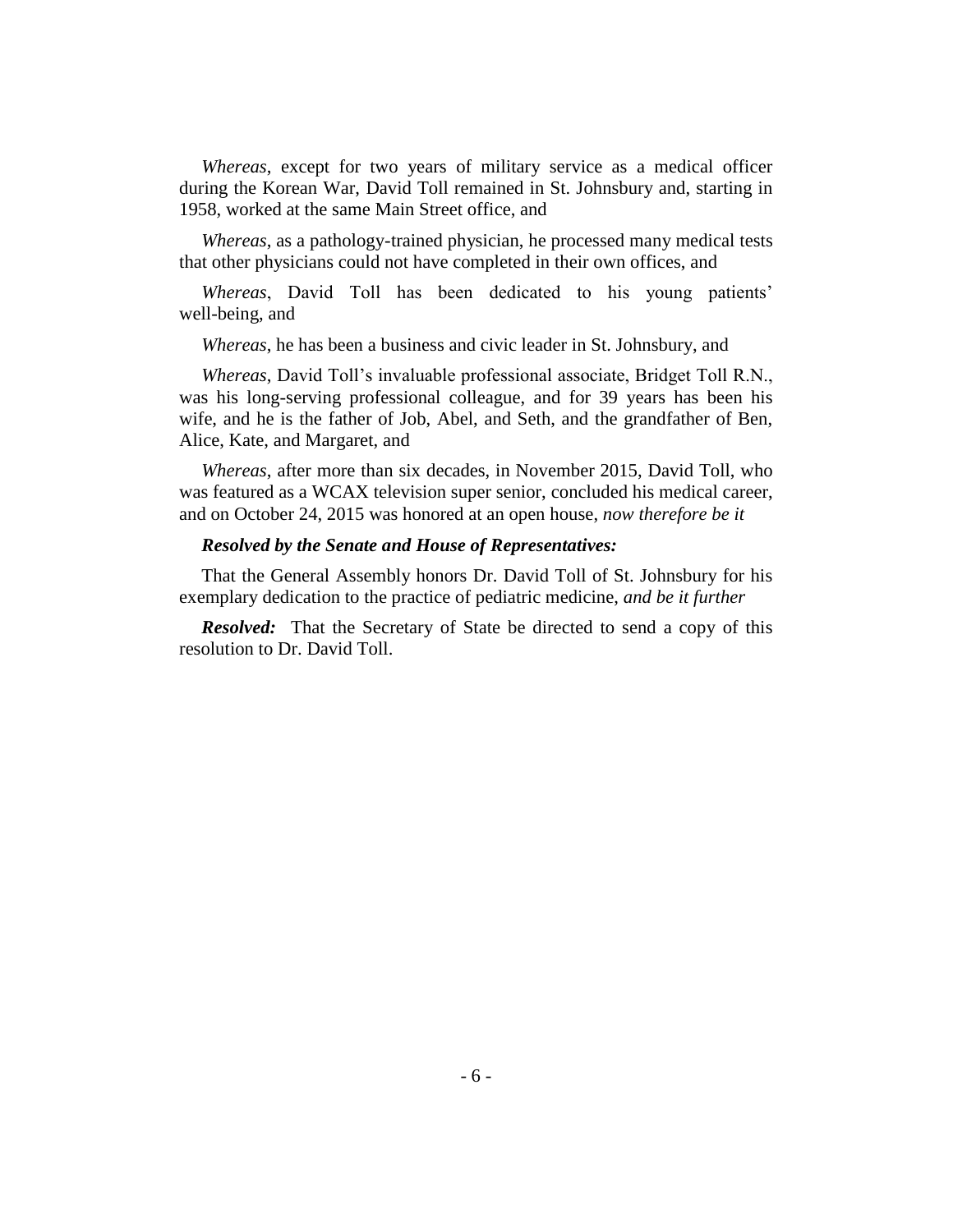*Whereas*, except for two years of military service as a medical officer during the Korean War, David Toll remained in St. Johnsbury and, starting in 1958, worked at the same Main Street office, and

*Whereas*, as a pathology-trained physician, he processed many medical tests that other physicians could not have completed in their own offices, and

*Whereas*, David Toll has been dedicated to his young patients' well-being, and

*Whereas*, he has been a business and civic leader in St. Johnsbury, and

*Whereas*, David Toll's invaluable professional associate, Bridget Toll R.N., was his long-serving professional colleague, and for 39 years has been his wife, and he is the father of Job, Abel, and Seth, and the grandfather of Ben, Alice, Kate, and Margaret, and

*Whereas*, after more than six decades, in November 2015, David Toll, who was featured as a WCAX television super senior, concluded his medical career, and on October 24, 2015 was honored at an open house, *now therefore be it*

***Resolved by the Senate and House of Representatives:***

That the General Assembly honors Dr. David Toll of St. Johnsbury for his exemplary dedication to the practice of pediatric medicine, *and be it further*

***Resolved:*** That the Secretary of State be directed to send a copy of this resolution to Dr. David Toll.